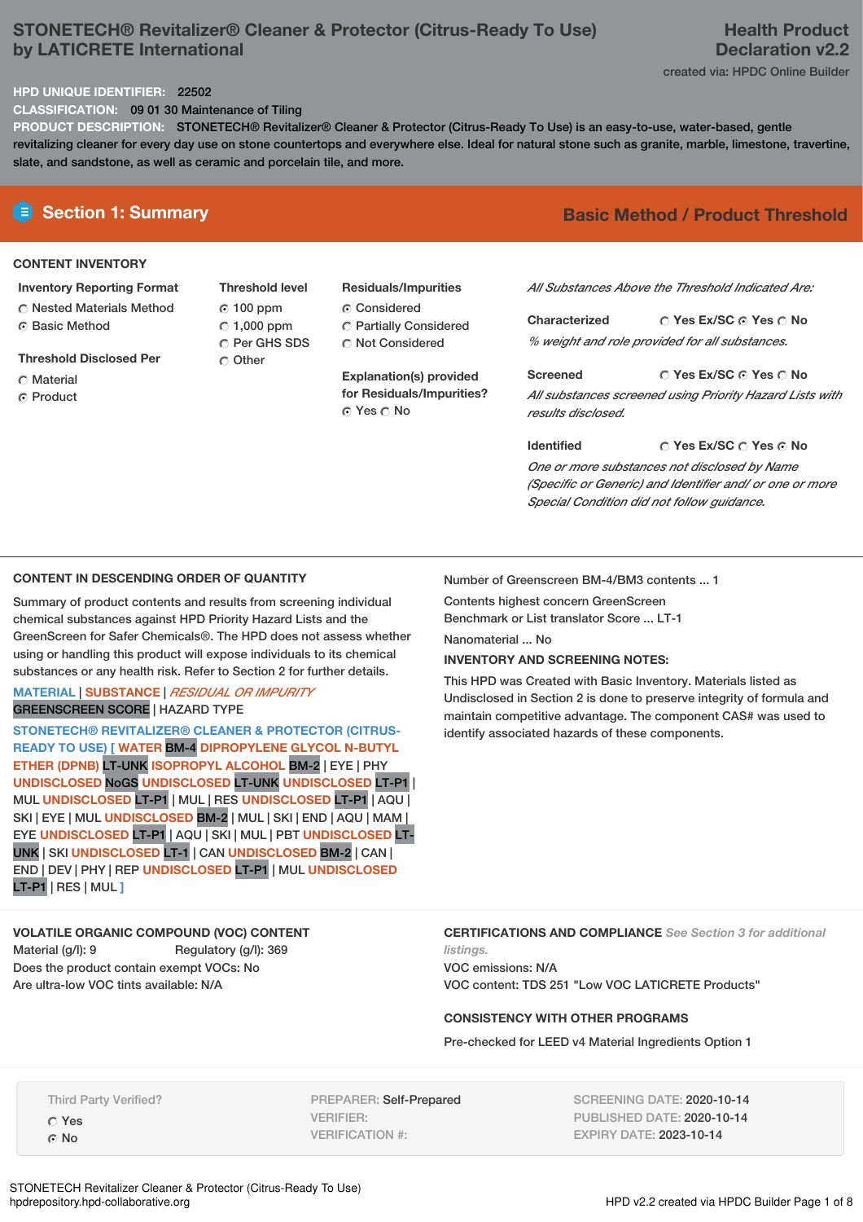# STONETECH® Revitalizer® Cleaner & Protector (Citrus-Ready To Use) by LATICRETE International

**Health Product Declaration v2.2**

created via: HPDC Online Builder

**HPD UNIQUE IDENTIFIER:** 22502

**CLASSIFICATION:** 09 01 30 Maintenance of Tiling

**PRODUCT DESCRIPTION:** STONETECH® Revitalizer® Cleaner & Protector (Citrus-Ready To Use) is an easy-to-use, water-based, gentle revitalizing cleaner for every day use on stone countertops and everywhere else. Ideal for natural stone such as granite, marble, limestone, travertine, slate, and sandstone, as well as ceramic and porcelain tile, and more.

## Section 1: Summary

**Basic Method / Product Threshold**

### CONTENT INVENTORY

**Inventory Reporting Format**
- ○ Nested Materials Method
- ◉ Basic Method

**Threshold Disclosed Per**
- ○ Material
- ◉ Product

**Threshold level**
- ◉ 100 ppm
- ○ 1,000 ppm
- ○ Per GHS SDS
- ○ Other

**Residuals/Impurities**
- ◉ Considered
- ○ Partially Considered
- ○ Not Considered

**Explanation(s) provided for Residuals/Impurities?**
◉ Yes ○ No

*All Substances Above the Threshold Indicated Are:*

**Characterized** ○ Yes Ex/SC ◉ Yes ○ No
*% weight and role provided for all substances.*

**Screened** ○ Yes Ex/SC ◉ Yes ○ No
*All substances screened using Priority Hazard Lists with results disclosed.*

**Identified** ○ Yes Ex/SC ○ Yes ◉ No
*One or more substances not disclosed by Name (Specific or Generic) and Identifier and/ or one or more Special Condition did not follow guidance.*

### CONTENT IN DESCENDING ORDER OF QUANTITY

Summary of product contents and results from screening individual chemical substances against HPD Priority Hazard Lists and the GreenScreen for Safer Chemicals®. The HPD does not assess whether using or handling this product will expose individuals to its chemical substances or any health risk. Refer to Section 2 for further details.

MATERIAL | SUBSTANCE | *RESIDUAL OR IMPURITY*
GREENSCREEN SCORE | HAZARD TYPE

**STONETECH® REVITALIZER® CLEANER & PROTECTOR (CITRUS-READY TO USE) [ WATER** BM-4 **DIPROPYLENE GLYCOL N-BUTYL ETHER (DPNB)** LT-UNK **ISOPROPYL ALCOHOL** BM-2 | EYE | PHY **UNDISCLOSED** NoGS **UNDISCLOSED** LT-UNK **UNDISCLOSED** LT-P1 | MUL **UNDISCLOSED** LT-P1 | MUL | RES **UNDISCLOSED** LT-P1 | AQU | SKI | EYE | MUL **UNDISCLOSED** BM-2 | MUL | SKI | END | AQU | MAM | EYE **UNDISCLOSED** LT-P1 | AQU | SKI | MUL | PBT **UNDISCLOSED** LT-UNK | SKI **UNDISCLOSED** LT-1 | CAN **UNDISCLOSED** BM-2 | CAN | END | DEV | PHY | REP **UNDISCLOSED** LT-P1 | MUL **UNDISCLOSED** LT-P1 | RES | MUL **]**

Number of Greenscreen BM-4/BM3 contents ... 1

Contents highest concern GreenScreen Benchmark or List translator Score ... LT-1

Nanomaterial ... No

**INVENTORY AND SCREENING NOTES:**

This HPD was Created with Basic Inventory. Materials listed as Undisclosed in Section 2 is done to preserve integrity of formula and maintain competitive advantage. The component CAS# was used to identify associated hazards of these components.

### VOLATILE ORGANIC COMPOUND (VOC) CONTENT

Material (g/l): 9 Regulatory (g/l): 369

Does the product contain exempt VOCs: No

Are ultra-low VOC tints available: N/A

### CERTIFICATIONS AND COMPLIANCE *See Section 3 for additional listings.*

VOC emissions: N/A

VOC content: TDS 251 "Low VOC LATICRETE Products"

### CONSISTENCY WITH OTHER PROGRAMS

Pre-checked for LEED v4 Material Ingredients Option 1

Third Party Verified?
- ○ Yes
- ◉ No

PREPARER: Self-Prepared
VERIFIER:
VERIFICATION #:

SCREENING DATE: 2020-10-14
PUBLISHED DATE: 2020-10-14
EXPIRY DATE: 2023-10-14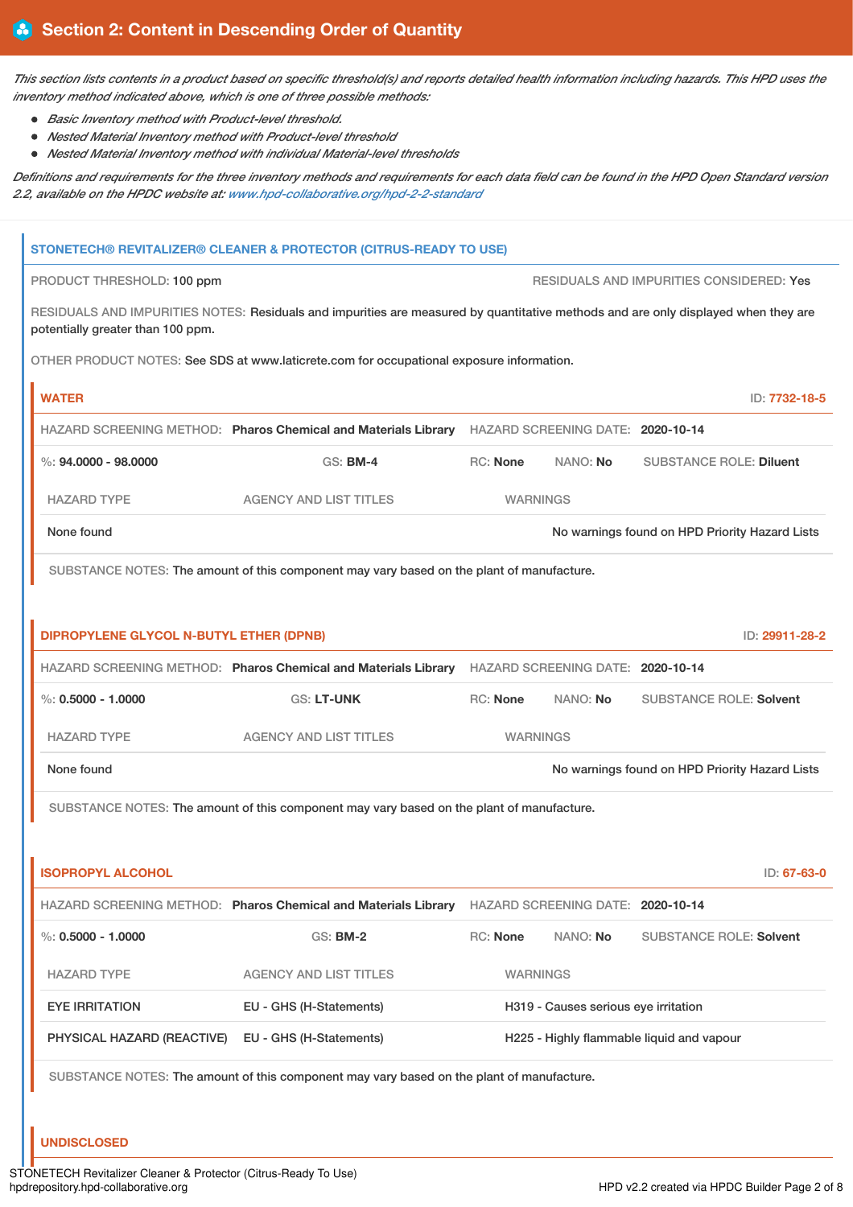## Section 2: Content in Descending Order of Quantity

*This section lists contents in a product based on specific threshold(s) and reports detailed health information including hazards. This HPD uses the inventory method indicated above, which is one of three possible methods:*

- *Basic Inventory method with Product-level threshold.*
- *Nested Material Inventory method with Product-level threshold*
- *Nested Material Inventory method with individual Material-level thresholds*

*Definitions and requirements for the three inventory methods and requirements for each data field can be found in the HPD Open Standard version 2.2, available on the HPDC website at: www.hpd-collaborative.org/hpd-2-2-standard*

### STONETECH® REVITALIZER® CLEANER & PROTECTOR (CITRUS-READY TO USE)

PRODUCT THRESHOLD: 100 ppm

RESIDUALS AND IMPURITIES CONSIDERED: Yes

RESIDUALS AND IMPURITIES NOTES: Residuals and impurities are measured by quantitative methods and are only displayed when they are potentially greater than 100 ppm.

OTHER PRODUCT NOTES: See SDS at www.laticrete.com for occupational exposure information.

#### WATER

ID: 7732-18-5

HAZARD SCREENING METHOD: **Pharos Chemical and Materials Library** HAZARD SCREENING DATE: **2020-10-14**

%: **94.0000 - 98.0000** GS: **BM-4** RC: **None** NANO: **No** SUBSTANCE ROLE: **Diluent**

| HAZARD TYPE | AGENCY AND LIST TITLES | WARNINGS |
|---|---|---|
| None found | | No warnings found on HPD Priority Hazard Lists |

SUBSTANCE NOTES: The amount of this component may vary based on the plant of manufacture.

#### DIPROPYLENE GLYCOL N-BUTYL ETHER (DPNB)

ID: 29911-28-2

HAZARD SCREENING METHOD: **Pharos Chemical and Materials Library** HAZARD SCREENING DATE: **2020-10-14**

%: **0.5000 - 1.0000** GS: **LT-UNK** RC: **None** NANO: **No** SUBSTANCE ROLE: **Solvent**

| HAZARD TYPE | AGENCY AND LIST TITLES | WARNINGS |
|---|---|---|
| None found | | No warnings found on HPD Priority Hazard Lists |

SUBSTANCE NOTES: The amount of this component may vary based on the plant of manufacture.

#### ISOPROPYL ALCOHOL

ID: 67-63-0

HAZARD SCREENING METHOD: **Pharos Chemical and Materials Library** HAZARD SCREENING DATE: **2020-10-14**

%: **0.5000 - 1.0000** GS: **BM-2** RC: **None** NANO: **No** SUBSTANCE ROLE: **Solvent**

| HAZARD TYPE | AGENCY AND LIST TITLES | WARNINGS |
|---|---|---|
| EYE IRRITATION | EU - GHS (H-Statements) | H319 - Causes serious eye irritation |
| PHYSICAL HAZARD (REACTIVE) | EU - GHS (H-Statements) | H225 - Highly flammable liquid and vapour |

SUBSTANCE NOTES: The amount of this component may vary based on the plant of manufacture.

#### UNDISCLOSED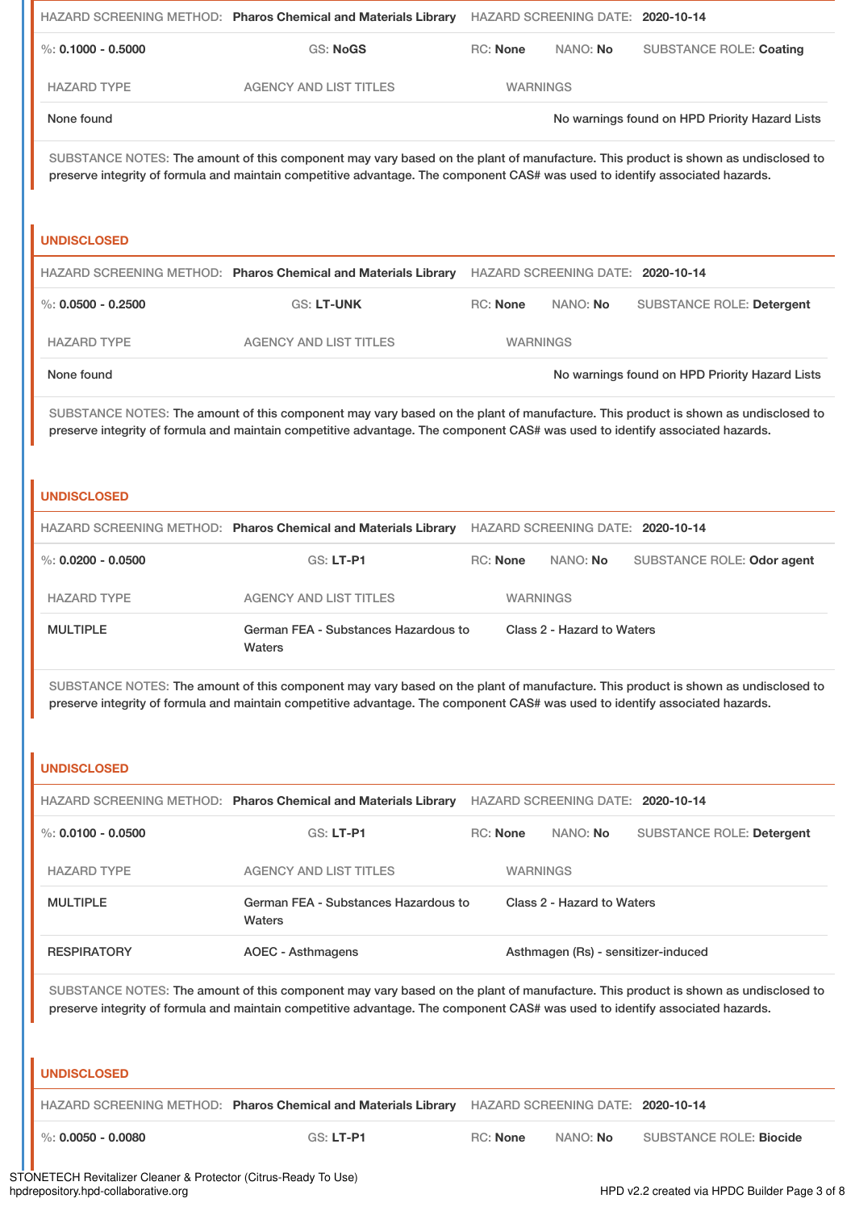HAZARD SCREENING METHOD: **Pharos Chemical and Materials Library** HAZARD SCREENING DATE: **2020-10-14**

%: **0.1000 - 0.5000** GS: **NoGS** RC: **None** NANO: **No** SUBSTANCE ROLE: **Coating**

| HAZARD TYPE | AGENCY AND LIST TITLES | WARNINGS |
|---|---|---|
| None found | | No warnings found on HPD Priority Hazard Lists |

SUBSTANCE NOTES: The amount of this component may vary based on the plant of manufacture. This product is shown as undisclosed to preserve integrity of formula and maintain competitive advantage. The component CAS# was used to identify associated hazards.

## UNDISCLOSED

HAZARD SCREENING METHOD: **Pharos Chemical and Materials Library** HAZARD SCREENING DATE: **2020-10-14**

%: **0.0500 - 0.2500** GS: **LT-UNK** RC: **None** NANO: **No** SUBSTANCE ROLE: **Detergent**

| HAZARD TYPE | AGENCY AND LIST TITLES | WARNINGS |
|---|---|---|
| None found | | No warnings found on HPD Priority Hazard Lists |

SUBSTANCE NOTES: The amount of this component may vary based on the plant of manufacture. This product is shown as undisclosed to preserve integrity of formula and maintain competitive advantage. The component CAS# was used to identify associated hazards.

## UNDISCLOSED

HAZARD SCREENING METHOD: **Pharos Chemical and Materials Library** HAZARD SCREENING DATE: **2020-10-14**

%: **0.0200 - 0.0500** GS: **LT-P1** RC: **None** NANO: **No** SUBSTANCE ROLE: **Odor agent**

| HAZARD TYPE | AGENCY AND LIST TITLES | WARNINGS |
|---|---|---|
| MULTIPLE | German FEA - Substances Hazardous to Waters | Class 2 - Hazard to Waters |

SUBSTANCE NOTES: The amount of this component may vary based on the plant of manufacture. This product is shown as undisclosed to preserve integrity of formula and maintain competitive advantage. The component CAS# was used to identify associated hazards.

## UNDISCLOSED

HAZARD SCREENING METHOD: **Pharos Chemical and Materials Library** HAZARD SCREENING DATE: **2020-10-14**

%: **0.0100 - 0.0500** GS: **LT-P1** RC: **None** NANO: **No** SUBSTANCE ROLE: **Detergent**

| HAZARD TYPE | AGENCY AND LIST TITLES | WARNINGS |
|---|---|---|
| MULTIPLE | German FEA - Substances Hazardous to Waters | Class 2 - Hazard to Waters |
| RESPIRATORY | AOEC - Asthmagens | Asthmagen (Rs) - sensitizer-induced |

SUBSTANCE NOTES: The amount of this component may vary based on the plant of manufacture. This product is shown as undisclosed to preserve integrity of formula and maintain competitive advantage. The component CAS# was used to identify associated hazards.

## UNDISCLOSED

HAZARD SCREENING METHOD: **Pharos Chemical and Materials Library** HAZARD SCREENING DATE: **2020-10-14**

%: **0.0050 - 0.0080** GS: **LT-P1** RC: **None** NANO: **No** SUBSTANCE ROLE: **Biocide**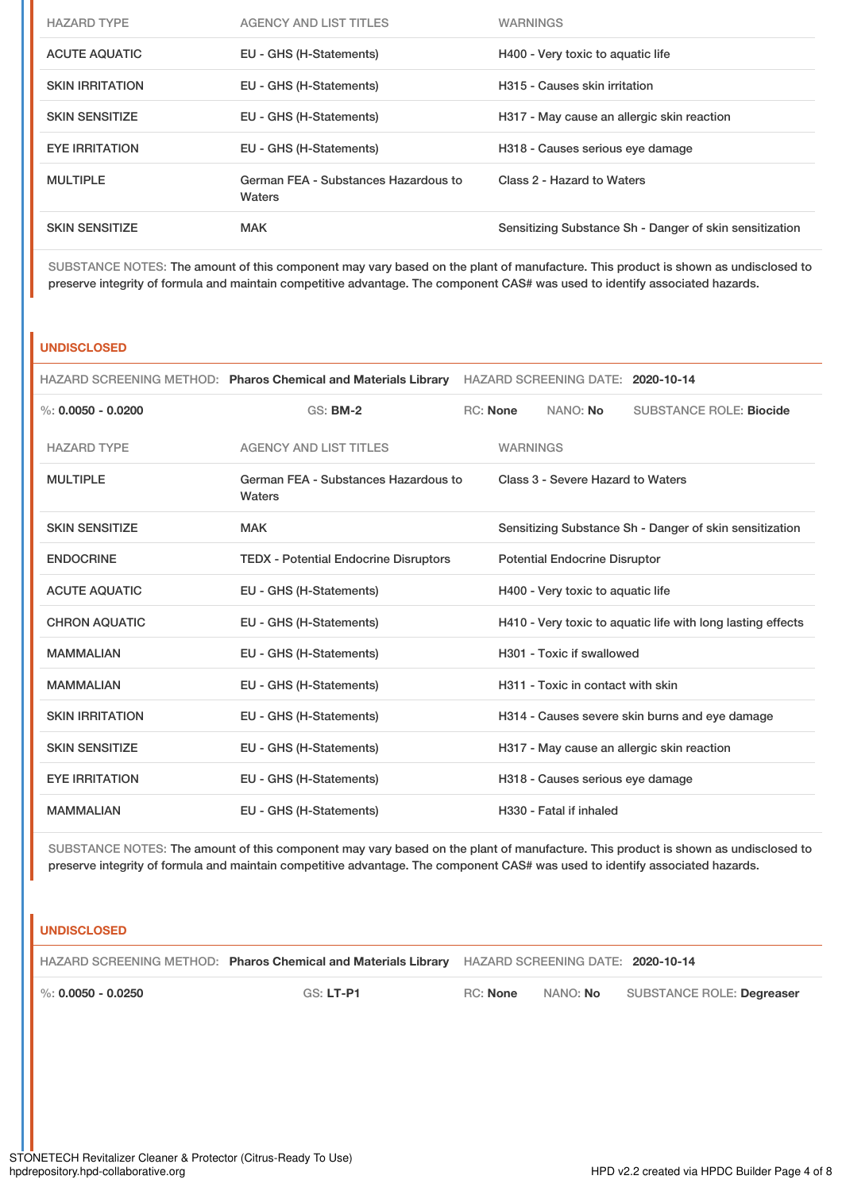| HAZARD TYPE | AGENCY AND LIST TITLES | WARNINGS |
|---|---|---|
| ACUTE AQUATIC | EU - GHS (H-Statements) | H400 - Very toxic to aquatic life |
| SKIN IRRITATION | EU - GHS (H-Statements) | H315 - Causes skin irritation |
| SKIN SENSITIZE | EU - GHS (H-Statements) | H317 - May cause an allergic skin reaction |
| EYE IRRITATION | EU - GHS (H-Statements) | H318 - Causes serious eye damage |
| MULTIPLE | German FEA - Substances Hazardous to Waters | Class 2 - Hazard to Waters |
| SKIN SENSITIZE | MAK | Sensitizing Substance Sh - Danger of skin sensitization |

SUBSTANCE NOTES: The amount of this component may vary based on the plant of manufacture. This product is shown as undisclosed to preserve integrity of formula and maintain competitive advantage. The component CAS# was used to identify associated hazards.

## UNDISCLOSED

HAZARD SCREENING METHOD: **Pharos Chemical and Materials Library** HAZARD SCREENING DATE: **2020-10-14**

%: **0.0050 - 0.0200** GS: **BM-2** RC: **None** NANO: **No** SUBSTANCE ROLE: **Biocide**

| HAZARD TYPE | AGENCY AND LIST TITLES | WARNINGS |
|---|---|---|
| MULTIPLE | German FEA - Substances Hazardous to Waters | Class 3 - Severe Hazard to Waters |
| SKIN SENSITIZE | MAK | Sensitizing Substance Sh - Danger of skin sensitization |
| ENDOCRINE | TEDX - Potential Endocrine Disruptors | Potential Endocrine Disruptor |
| ACUTE AQUATIC | EU - GHS (H-Statements) | H400 - Very toxic to aquatic life |
| CHRON AQUATIC | EU - GHS (H-Statements) | H410 - Very toxic to aquatic life with long lasting effects |
| MAMMALIAN | EU - GHS (H-Statements) | H301 - Toxic if swallowed |
| MAMMALIAN | EU - GHS (H-Statements) | H311 - Toxic in contact with skin |
| SKIN IRRITATION | EU - GHS (H-Statements) | H314 - Causes severe skin burns and eye damage |
| SKIN SENSITIZE | EU - GHS (H-Statements) | H317 - May cause an allergic skin reaction |
| EYE IRRITATION | EU - GHS (H-Statements) | H318 - Causes serious eye damage |
| MAMMALIAN | EU - GHS (H-Statements) | H330 - Fatal if inhaled |

SUBSTANCE NOTES: The amount of this component may vary based on the plant of manufacture. This product is shown as undisclosed to preserve integrity of formula and maintain competitive advantage. The component CAS# was used to identify associated hazards.

## UNDISCLOSED

HAZARD SCREENING METHOD: **Pharos Chemical and Materials Library** HAZARD SCREENING DATE: **2020-10-14**

%: **0.0050 - 0.0250** GS: **LT-P1** RC: **None** NANO: **No** SUBSTANCE ROLE: **Degreaser**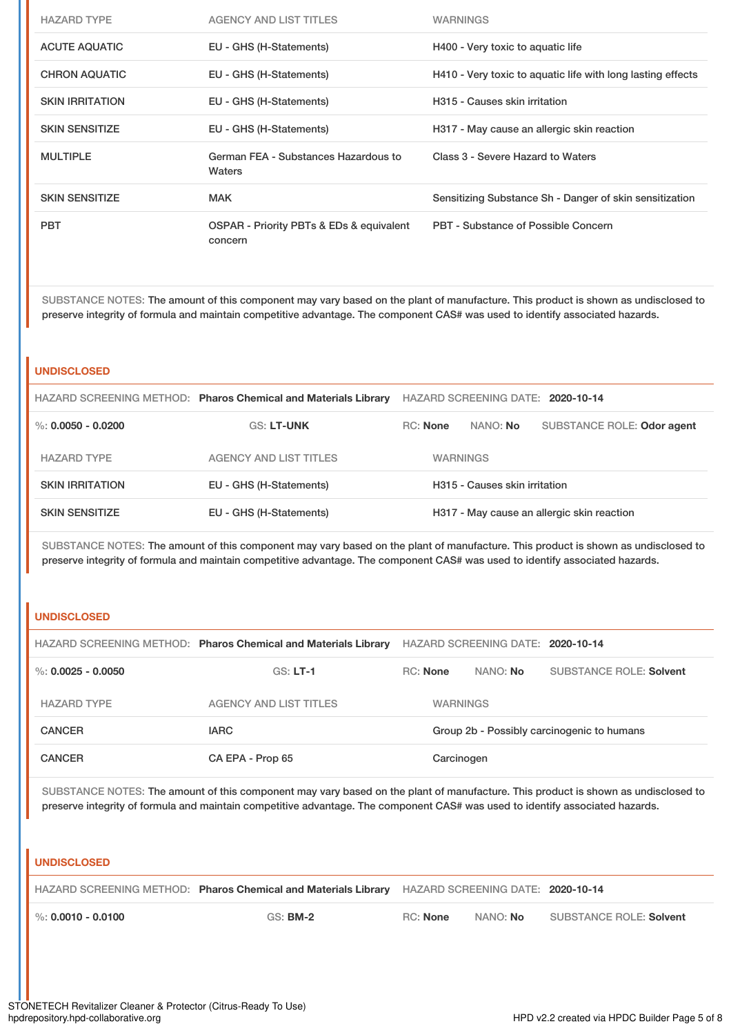| HAZARD TYPE | AGENCY AND LIST TITLES | WARNINGS |
| --- | --- | --- |
| ACUTE AQUATIC | EU - GHS (H-Statements) | H400 - Very toxic to aquatic life |
| CHRON AQUATIC | EU - GHS (H-Statements) | H410 - Very toxic to aquatic life with long lasting effects |
| SKIN IRRITATION | EU - GHS (H-Statements) | H315 - Causes skin irritation |
| SKIN SENSITIZE | EU - GHS (H-Statements) | H317 - May cause an allergic skin reaction |
| MULTIPLE | German FEA - Substances Hazardous to Waters | Class 3 - Severe Hazard to Waters |
| SKIN SENSITIZE | MAK | Sensitizing Substance Sh - Danger of skin sensitization |
| PBT | OSPAR - Priority PBTs & EDs & equivalent concern | PBT - Substance of Possible Concern |

SUBSTANCE NOTES: The amount of this component may vary based on the plant of manufacture. This product is shown as undisclosed to preserve integrity of formula and maintain competitive advantage. The component CAS# was used to identify associated hazards.

### UNDISCLOSED

HAZARD SCREENING METHOD: **Pharos Chemical and Materials Library** HAZARD SCREENING DATE: **2020-10-14**

%: **0.0050 - 0.0200** GS: **LT-UNK** RC: **None** NANO: **No** SUBSTANCE ROLE: **Odor agent**

| HAZARD TYPE | AGENCY AND LIST TITLES | WARNINGS |
| --- | --- | --- |
| SKIN IRRITATION | EU - GHS (H-Statements) | H315 - Causes skin irritation |
| SKIN SENSITIZE | EU - GHS (H-Statements) | H317 - May cause an allergic skin reaction |

SUBSTANCE NOTES: The amount of this component may vary based on the plant of manufacture. This product is shown as undisclosed to preserve integrity of formula and maintain competitive advantage. The component CAS# was used to identify associated hazards.

### UNDISCLOSED

HAZARD SCREENING METHOD: **Pharos Chemical and Materials Library** HAZARD SCREENING DATE: **2020-10-14**

%: **0.0025 - 0.0050** GS: **LT-1** RC: **None** NANO: **No** SUBSTANCE ROLE: **Solvent**

| HAZARD TYPE | AGENCY AND LIST TITLES | WARNINGS |
| --- | --- | --- |
| CANCER | IARC | Group 2b - Possibly carcinogenic to humans |
| CANCER | CA EPA - Prop 65 | Carcinogen |

SUBSTANCE NOTES: The amount of this component may vary based on the plant of manufacture. This product is shown as undisclosed to preserve integrity of formula and maintain competitive advantage. The component CAS# was used to identify associated hazards.

### UNDISCLOSED

HAZARD SCREENING METHOD: **Pharos Chemical and Materials Library** HAZARD SCREENING DATE: **2020-10-14**

%: **0.0010 - 0.0100** GS: **BM-2** RC: **None** NANO: **No** SUBSTANCE ROLE: **Solvent**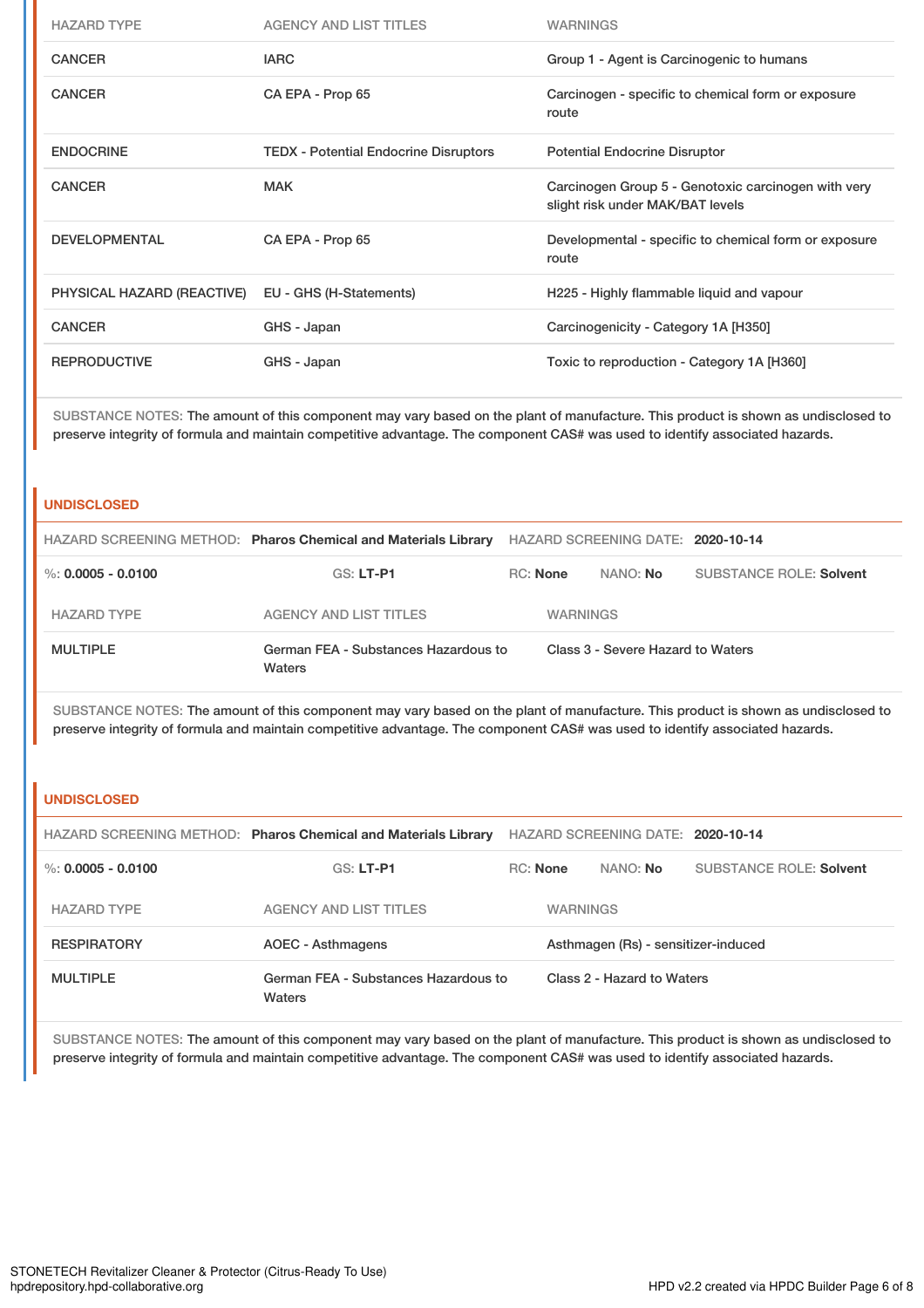| HAZARD TYPE | AGENCY AND LIST TITLES | WARNINGS |
|---|---|---|
| CANCER | IARC | Group 1 - Agent is Carcinogenic to humans |
| CANCER | CA EPA - Prop 65 | Carcinogen - specific to chemical form or exposure route |
| ENDOCRINE | TEDX - Potential Endocrine Disruptors | Potential Endocrine Disruptor |
| CANCER | MAK | Carcinogen Group 5 - Genotoxic carcinogen with very slight risk under MAK/BAT levels |
| DEVELOPMENTAL | CA EPA - Prop 65 | Developmental - specific to chemical form or exposure route |
| PHYSICAL HAZARD (REACTIVE) | EU - GHS (H-Statements) | H225 - Highly flammable liquid and vapour |
| CANCER | GHS - Japan | Carcinogenicity - Category 1A [H350] |
| REPRODUCTIVE | GHS - Japan | Toxic to reproduction - Category 1A [H360] |

SUBSTANCE NOTES: The amount of this component may vary based on the plant of manufacture. This product is shown as undisclosed to preserve integrity of formula and maintain competitive advantage. The component CAS# was used to identify associated hazards.

### UNDISCLOSED

HAZARD SCREENING METHOD: **Pharos Chemical and Materials Library** HAZARD SCREENING DATE: **2020-10-14**

%: **0.0005 - 0.0100** GS: **LT-P1** RC: **None** NANO: **No** SUBSTANCE ROLE: **Solvent**

| HAZARD TYPE | AGENCY AND LIST TITLES | WARNINGS |
|---|---|---|
| MULTIPLE | German FEA - Substances Hazardous to Waters | Class 3 - Severe Hazard to Waters |

SUBSTANCE NOTES: The amount of this component may vary based on the plant of manufacture. This product is shown as undisclosed to preserve integrity of formula and maintain competitive advantage. The component CAS# was used to identify associated hazards.

### UNDISCLOSED

HAZARD SCREENING METHOD: **Pharos Chemical and Materials Library** HAZARD SCREENING DATE: **2020-10-14**

%: **0.0005 - 0.0100** GS: **LT-P1** RC: **None** NANO: **No** SUBSTANCE ROLE: **Solvent**

| HAZARD TYPE | AGENCY AND LIST TITLES | WARNINGS |
|---|---|---|
| RESPIRATORY | AOEC - Asthmagens | Asthmagen (Rs) - sensitizer-induced |
| MULTIPLE | German FEA - Substances Hazardous to Waters | Class 2 - Hazard to Waters |

SUBSTANCE NOTES: The amount of this component may vary based on the plant of manufacture. This product is shown as undisclosed to preserve integrity of formula and maintain competitive advantage. The component CAS# was used to identify associated hazards.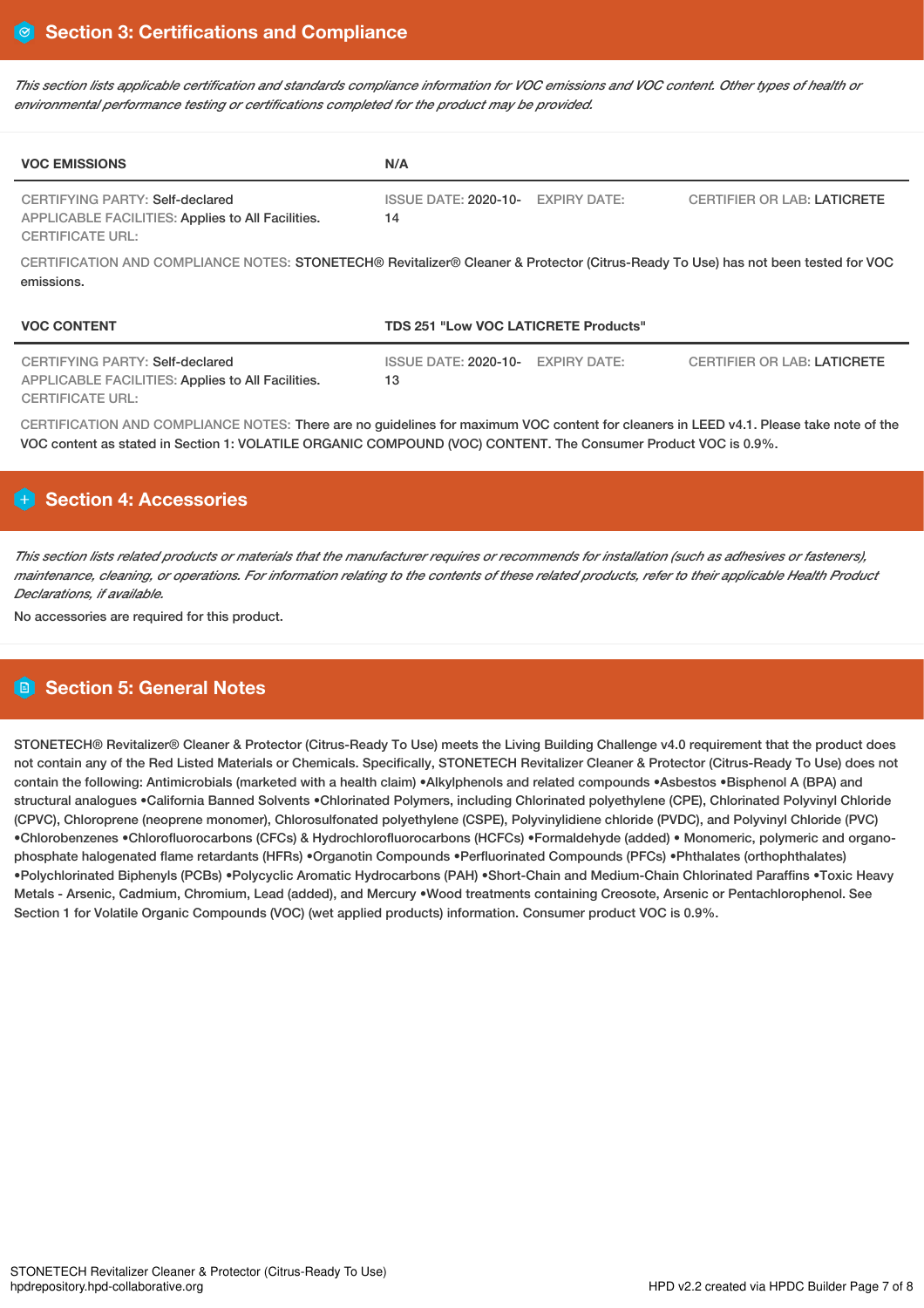## Section 3: Certifications and Compliance

*This section lists applicable certification and standards compliance information for VOC emissions and VOC content. Other types of health or environmental performance testing or certifications completed for the product may be provided.*

| **VOC EMISSIONS** | **N/A** | | |
|---|---|---|---|
| CERTIFYING PARTY: Self-declared<br>APPLICABLE FACILITIES: Applies to All Facilities.<br>CERTIFICATE URL: | ISSUE DATE: 2020-10-14 | EXPIRY DATE: | CERTIFIER OR LAB: LATICRETE |

CERTIFICATION AND COMPLIANCE NOTES: STONETECH® Revitalizer® Cleaner & Protector (Citrus-Ready To Use) has not been tested for VOC emissions.

| **VOC CONTENT** | **TDS 251 "Low VOC LATICRETE Products"** | | |
|---|---|---|---|
| CERTIFYING PARTY: Self-declared<br>APPLICABLE FACILITIES: Applies to All Facilities.<br>CERTIFICATE URL: | ISSUE DATE: 2020-10-13 | EXPIRY DATE: | CERTIFIER OR LAB: LATICRETE |

CERTIFICATION AND COMPLIANCE NOTES: There are no guidelines for maximum VOC content for cleaners in LEED v4.1. Please take note of the VOC content as stated in Section 1: VOLATILE ORGANIC COMPOUND (VOC) CONTENT. The Consumer Product VOC is 0.9%.

## Section 4: Accessories

*This section lists related products or materials that the manufacturer requires or recommends for installation (such as adhesives or fasteners), maintenance, cleaning, or operations. For information relating to the contents of these related products, refer to their applicable Health Product Declarations, if available.*

No accessories are required for this product.

## Section 5: General Notes

STONETECH® Revitalizer® Cleaner & Protector (Citrus-Ready To Use) meets the Living Building Challenge v4.0 requirement that the product does not contain any of the Red Listed Materials or Chemicals. Specifically, STONETECH Revitalizer Cleaner & Protector (Citrus-Ready To Use) does not contain the following: Antimicrobials (marketed with a health claim) •Alkylphenols and related compounds •Asbestos •Bisphenol A (BPA) and structural analogues •California Banned Solvents •Chlorinated Polymers, including Chlorinated polyethylene (CPE), Chlorinated Polyvinyl Chloride (CPVC), Chloroprene (neoprene monomer), Chlorosulfonated polyethylene (CSPE), Polyvinylidiene chloride (PVDC), and Polyvinyl Chloride (PVC) •Chlorobenzenes •Chlorofluorocarbons (CFCs) & Hydrochlorofluorocarbons (HCFCs) •Formaldehyde (added) • Monomeric, polymeric and organo-phosphate halogenated flame retardants (HFRs) •Organotin Compounds •Perfluorinated Compounds (PFCs) •Phthalates (orthophthalates) •Polychlorinated Biphenyls (PCBs) •Polycyclic Aromatic Hydrocarbons (PAH) •Short-Chain and Medium-Chain Chlorinated Paraffins •Toxic Heavy Metals - Arsenic, Cadmium, Chromium, Lead (added), and Mercury •Wood treatments containing Creosote, Arsenic or Pentachlorophenol. See Section 1 for Volatile Organic Compounds (VOC) (wet applied products) information. Consumer product VOC is 0.9%.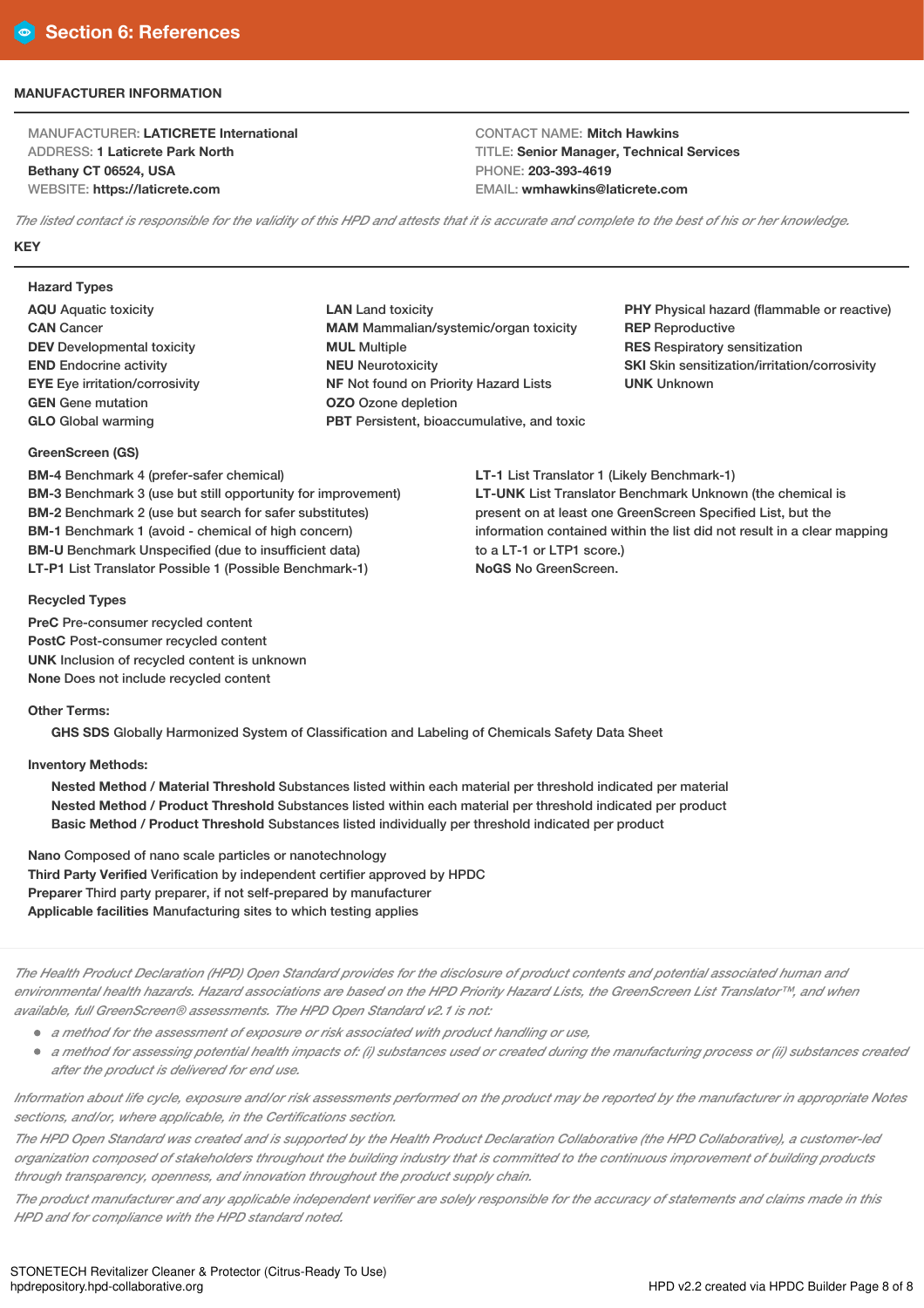## Section 6: References

### MANUFACTURER INFORMATION

MANUFACTURER: **LATICRETE International**
ADDRESS: **1 Laticrete Park North**
**Bethany CT 06524, USA**
WEBSITE: **https://laticrete.com**

CONTACT NAME: **Mitch Hawkins**
TITLE: **Senior Manager, Technical Services**
PHONE: **203-393-4619**
EMAIL: **wmhawkins@laticrete.com**

*The listed contact is responsible for the validity of this HPD and attests that it is accurate and complete to the best of his or her knowledge.*

### KEY

**Hazard Types**

**AQU** Aquatic toxicity
**CAN** Cancer
**DEV** Developmental toxicity
**END** Endocrine activity
**EYE** Eye irritation/corrosivity
**GEN** Gene mutation
**GLO** Global warming
**LAN** Land toxicity
**MAM** Mammalian/systemic/organ toxicity
**MUL** Multiple
**NEU** Neurotoxicity
**NF** Not found on Priority Hazard Lists
**OZO** Ozone depletion
**PBT** Persistent, bioaccumulative, and toxic
**PHY** Physical hazard (flammable or reactive)
**REP** Reproductive
**RES** Respiratory sensitization
**SKI** Skin sensitization/irritation/corrosivity
**UNK** Unknown

**GreenScreen (GS)**

**BM-4** Benchmark 4 (prefer-safer chemical)
**BM-3** Benchmark 3 (use but still opportunity for improvement)
**BM-2** Benchmark 2 (use but search for safer substitutes)
**BM-1** Benchmark 1 (avoid - chemical of high concern)
**BM-U** Benchmark Unspecified (due to insufficient data)
**LT-P1** List Translator Possible 1 (Possible Benchmark-1)
**LT-1** List Translator 1 (Likely Benchmark-1)
**LT-UNK** List Translator Benchmark Unknown (the chemical is present on at least one GreenScreen Specified List, but the information contained within the list did not result in a clear mapping to a LT-1 or LTP1 score.)
**NoGS** No GreenScreen.

**Recycled Types**

**PreC** Pre-consumer recycled content
**PostC** Post-consumer recycled content
**UNK** Inclusion of recycled content is unknown
**None** Does not include recycled content

**Other Terms:**

**GHS SDS** Globally Harmonized System of Classification and Labeling of Chemicals Safety Data Sheet

**Inventory Methods:**

**Nested Method / Material Threshold** Substances listed within each material per threshold indicated per material
**Nested Method / Product Threshold** Substances listed within each material per threshold indicated per product
**Basic Method / Product Threshold** Substances listed individually per threshold indicated per product

**Nano** Composed of nano scale particles or nanotechnology
**Third Party Verified** Verification by independent certifier approved by HPDC
**Preparer** Third party preparer, if not self-prepared by manufacturer
**Applicable facilities** Manufacturing sites to which testing applies

*The Health Product Declaration (HPD) Open Standard provides for the disclosure of product contents and potential associated human and environmental health hazards. Hazard associations are based on the HPD Priority Hazard Lists, the GreenScreen List Translator™, and when available, full GreenScreen® assessments. The HPD Open Standard v2.1 is not:*

- *a method for the assessment of exposure or risk associated with product handling or use,*
- *a method for assessing potential health impacts of: (i) substances used or created during the manufacturing process or (ii) substances created after the product is delivered for end use.*

*Information about life cycle, exposure and/or risk assessments performed on the product may be reported by the manufacturer in appropriate Notes sections, and/or, where applicable, in the Certifications section.*

*The HPD Open Standard was created and is supported by the Health Product Declaration Collaborative (the HPD Collaborative), a customer-led organization composed of stakeholders throughout the building industry that is committed to the continuous improvement of building products through transparency, openness, and innovation throughout the product supply chain.*

*The product manufacturer and any applicable independent verifier are solely responsible for the accuracy of statements and claims made in this HPD and for compliance with the HPD standard noted.*